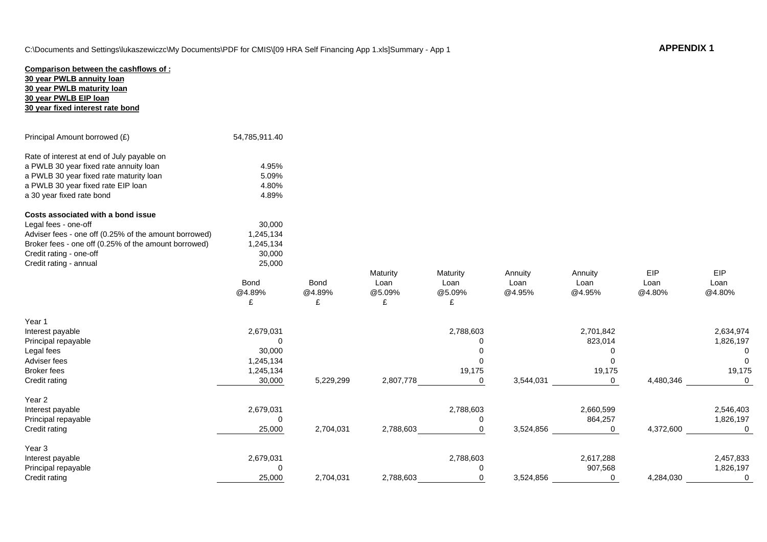C:\Documents and Settings\lukaszewiczc\My Documents\PDF for CMIS\[09 HRA Self Financing App 1.xls]Summary - App 1

**APPENDIX 1**

**Comparison between the cashflows of :**
**30 year PWLB annuity loan**
**30 year PWLB maturity loan**
**30 year PWLB EIP loan**
**30 year fixed interest rate bond**

| | |
|---|---|
| Principal Amount borrowed (£) | 54,785,911.40 |
| Rate of interest at end of July payable on | |
| a PWLB 30 year fixed rate annuity loan | 4.95% |
| a PWLB 30 year fixed rate maturity loan | 5.09% |
| a PWLB 30 year fixed rate EIP loan | 4.80% |
| a 30 year fixed rate bond | 4.89% |

**Costs associated with a bond issue**

| | |
|---|---|
| Legal fees - one-off | 30,000 |
| Adviser fees - one off (0.25% of the amount borrowed) | 1,245,134 |
| Broker fees - one off (0.25% of the amount borrowed) | 1,245,134 |
| Credit rating - one-off | 30,000 |
| Credit rating - annual | 25,000 |

| | Bond @4.89% £ | Bond @4.89% £ | Maturity Loan @5.09% £ | Maturity Loan @5.09% £ | Annuity Loan @4.95% | Annuity Loan @4.95% | EIP Loan @4.80% | EIP Loan @4.80% |
|---|---|---|---|---|---|---|---|---|
| **Year 1** | | | | | | | | |
| Interest payable | 2,679,031 | | | 2,788,603 | | 2,701,842 | | 2,634,974 |
| Principal repayable | 0 | | | 0 | | 823,014 | | 1,826,197 |
| Legal fees | 30,000 | | | 0 | | 0 | | 0 |
| Adviser fees | 1,245,134 | | | 0 | | 0 | | 0 |
| Broker fees | 1,245,134 | | | 19,175 | | 19,175 | | 19,175 |
| Credit rating | 30,000 | 5,229,299 | 2,807,778 | 0 | 3,544,031 | 0 | 4,480,346 | 0 |
| **Year 2** | | | | | | | | |
| Interest payable | 2,679,031 | | | 2,788,603 | | 2,660,599 | | 2,546,403 |
| Principal repayable | 0 | | | 0 | | 864,257 | | 1,826,197 |
| Credit rating | 25,000 | 2,704,031 | 2,788,603 | 0 | 3,524,856 | 0 | 4,372,600 | 0 |
| **Year 3** | | | | | | | | |
| Interest payable | 2,679,031 | | | 2,788,603 | | 2,617,288 | | 2,457,833 |
| Principal repayable | 0 | | | 0 | | 907,568 | | 1,826,197 |
| Credit rating | 25,000 | 2,704,031 | 2,788,603 | 0 | 3,524,856 | 0 | 4,284,030 | 0 |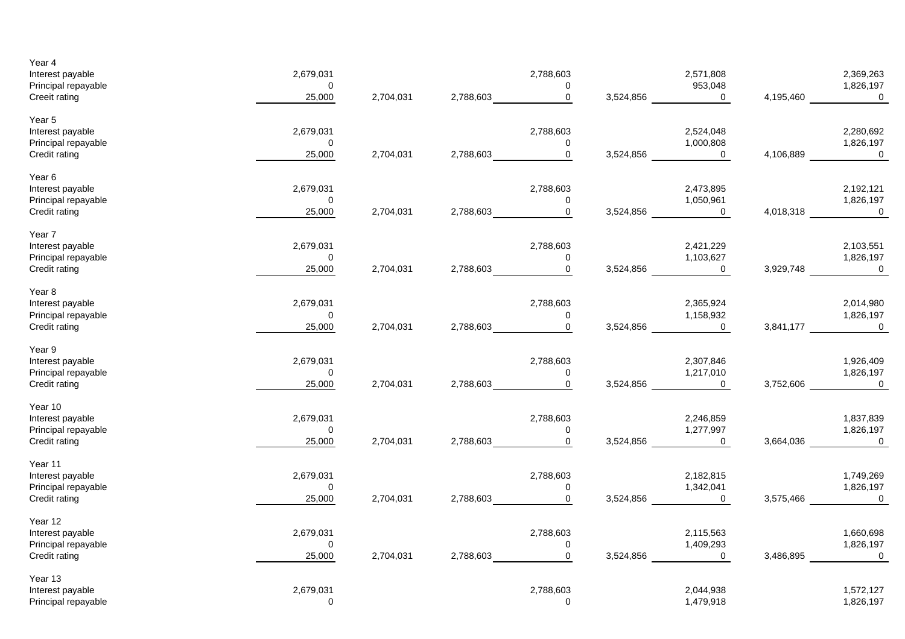| | | | | | | | | |
|---|---|---|---|---|---|---|---|---|
| Year 4 | | | | | | | | |
| Interest payable | 2,679,031 | | | 2,788,603 | | 2,571,808 | | 2,369,263 |
| Principal repayable | 0 | | | 0 | | 953,048 | | 1,826,197 |
| Creeit rating | 25,000 | 2,704,031 | 2,788,603 | 0 | 3,524,856 | 0 | 4,195,460 | 0 |
| Year 5 | | | | | | | | |
| Interest payable | 2,679,031 | | | 2,788,603 | | 2,524,048 | | 2,280,692 |
| Principal repayable | 0 | | | 0 | | 1,000,808 | | 1,826,197 |
| Credit rating | 25,000 | 2,704,031 | 2,788,603 | 0 | 3,524,856 | 0 | 4,106,889 | 0 |
| Year 6 | | | | | | | | |
| Interest payable | 2,679,031 | | | 2,788,603 | | 2,473,895 | | 2,192,121 |
| Principal repayable | 0 | | | 0 | | 1,050,961 | | 1,826,197 |
| Credit rating | 25,000 | 2,704,031 | 2,788,603 | 0 | 3,524,856 | 0 | 4,018,318 | 0 |
| Year 7 | | | | | | | | |
| Interest payable | 2,679,031 | | | 2,788,603 | | 2,421,229 | | 2,103,551 |
| Principal repayable | 0 | | | 0 | | 1,103,627 | | 1,826,197 |
| Credit rating | 25,000 | 2,704,031 | 2,788,603 | 0 | 3,524,856 | 0 | 3,929,748 | 0 |
| Year 8 | | | | | | | | |
| Interest payable | 2,679,031 | | | 2,788,603 | | 2,365,924 | | 2,014,980 |
| Principal repayable | 0 | | | 0 | | 1,158,932 | | 1,826,197 |
| Credit rating | 25,000 | 2,704,031 | 2,788,603 | 0 | 3,524,856 | 0 | 3,841,177 | 0 |
| Year 9 | | | | | | | | |
| Interest payable | 2,679,031 | | | 2,788,603 | | 2,307,846 | | 1,926,409 |
| Principal repayable | 0 | | | 0 | | 1,217,010 | | 1,826,197 |
| Credit rating | 25,000 | 2,704,031 | 2,788,603 | 0 | 3,524,856 | 0 | 3,752,606 | 0 |
| Year 10 | | | | | | | | |
| Interest payable | 2,679,031 | | | 2,788,603 | | 2,246,859 | | 1,837,839 |
| Principal repayable | 0 | | | 0 | | 1,277,997 | | 1,826,197 |
| Credit rating | 25,000 | 2,704,031 | 2,788,603 | 0 | 3,524,856 | 0 | 3,664,036 | 0 |
| Year 11 | | | | | | | | |
| Interest payable | 2,679,031 | | | 2,788,603 | | 2,182,815 | | 1,749,269 |
| Principal repayable | 0 | | | 0 | | 1,342,041 | | 1,826,197 |
| Credit rating | 25,000 | 2,704,031 | 2,788,603 | 0 | 3,524,856 | 0 | 3,575,466 | 0 |
| Year 12 | | | | | | | | |
| Interest payable | 2,679,031 | | | 2,788,603 | | 2,115,563 | | 1,660,698 |
| Principal repayable | 0 | | | 0 | | 1,409,293 | | 1,826,197 |
| Credit rating | 25,000 | 2,704,031 | 2,788,603 | 0 | 3,524,856 | 0 | 3,486,895 | 0 |
| Year 13 | | | | | | | | |
| Interest payable | 2,679,031 | | | 2,788,603 | | 2,044,938 | | 1,572,127 |
| Principal repayable | 0 | | | 0 | | 1,479,918 | | 1,826,197 |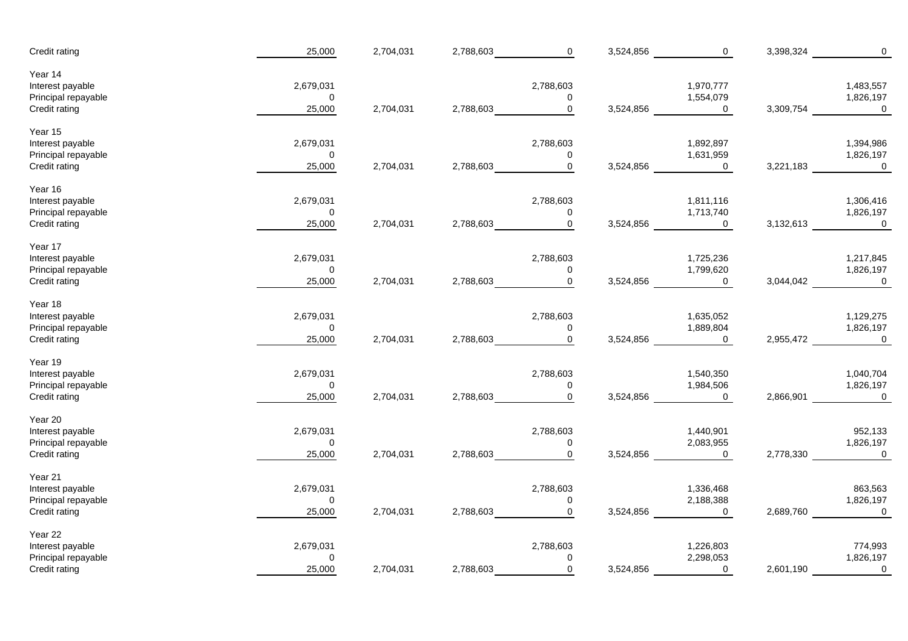| | | | | | | | | |
|---|---|---|---|---|---|---|---|---|
| Credit rating | 25,000 | 2,704,031 | 2,788,603 | 0 | 3,524,856 | 0 | 3,398,324 | 0 |
| Year 14 | | | | | | | | |
| Interest payable | 2,679,031 | | | 2,788,603 | | 1,970,777 | | 1,483,557 |
| Principal repayable | 0 | | | 0 | | 1,554,079 | | 1,826,197 |
| Credit rating | 25,000 | 2,704,031 | 2,788,603 | 0 | 3,524,856 | 0 | 3,309,754 | 0 |
| Year 15 | | | | | | | | |
| Interest payable | 2,679,031 | | | 2,788,603 | | 1,892,897 | | 1,394,986 |
| Principal repayable | 0 | | | 0 | | 1,631,959 | | 1,826,197 |
| Credit rating | 25,000 | 2,704,031 | 2,788,603 | 0 | 3,524,856 | 0 | 3,221,183 | 0 |
| Year 16 | | | | | | | | |
| Interest payable | 2,679,031 | | | 2,788,603 | | 1,811,116 | | 1,306,416 |
| Principal repayable | 0 | | | 0 | | 1,713,740 | | 1,826,197 |
| Credit rating | 25,000 | 2,704,031 | 2,788,603 | 0 | 3,524,856 | 0 | 3,132,613 | 0 |
| Year 17 | | | | | | | | |
| Interest payable | 2,679,031 | | | 2,788,603 | | 1,725,236 | | 1,217,845 |
| Principal repayable | 0 | | | 0 | | 1,799,620 | | 1,826,197 |
| Credit rating | 25,000 | 2,704,031 | 2,788,603 | 0 | 3,524,856 | 0 | 3,044,042 | 0 |
| Year 18 | | | | | | | | |
| Interest payable | 2,679,031 | | | 2,788,603 | | 1,635,052 | | 1,129,275 |
| Principal repayable | 0 | | | 0 | | 1,889,804 | | 1,826,197 |
| Credit rating | 25,000 | 2,704,031 | 2,788,603 | 0 | 3,524,856 | 0 | 2,955,472 | 0 |
| Year 19 | | | | | | | | |
| Interest payable | 2,679,031 | | | 2,788,603 | | 1,540,350 | | 1,040,704 |
| Principal repayable | 0 | | | 0 | | 1,984,506 | | 1,826,197 |
| Credit rating | 25,000 | 2,704,031 | 2,788,603 | 0 | 3,524,856 | 0 | 2,866,901 | 0 |
| Year 20 | | | | | | | | |
| Interest payable | 2,679,031 | | | 2,788,603 | | 1,440,901 | | 952,133 |
| Principal repayable | 0 | | | 0 | | 2,083,955 | | 1,826,197 |
| Credit rating | 25,000 | 2,704,031 | 2,788,603 | 0 | 3,524,856 | 0 | 2,778,330 | 0 |
| Year 21 | | | | | | | | |
| Interest payable | 2,679,031 | | | 2,788,603 | | 1,336,468 | | 863,563 |
| Principal repayable | 0 | | | 0 | | 2,188,388 | | 1,826,197 |
| Credit rating | 25,000 | 2,704,031 | 2,788,603 | 0 | 3,524,856 | 0 | 2,689,760 | 0 |
| Year 22 | | | | | | | | |
| Interest payable | 2,679,031 | | | 2,788,603 | | 1,226,803 | | 774,993 |
| Principal repayable | 0 | | | 0 | | 2,298,053 | | 1,826,197 |
| Credit rating | 25,000 | 2,704,031 | 2,788,603 | 0 | 3,524,856 | 0 | 2,601,190 | 0 |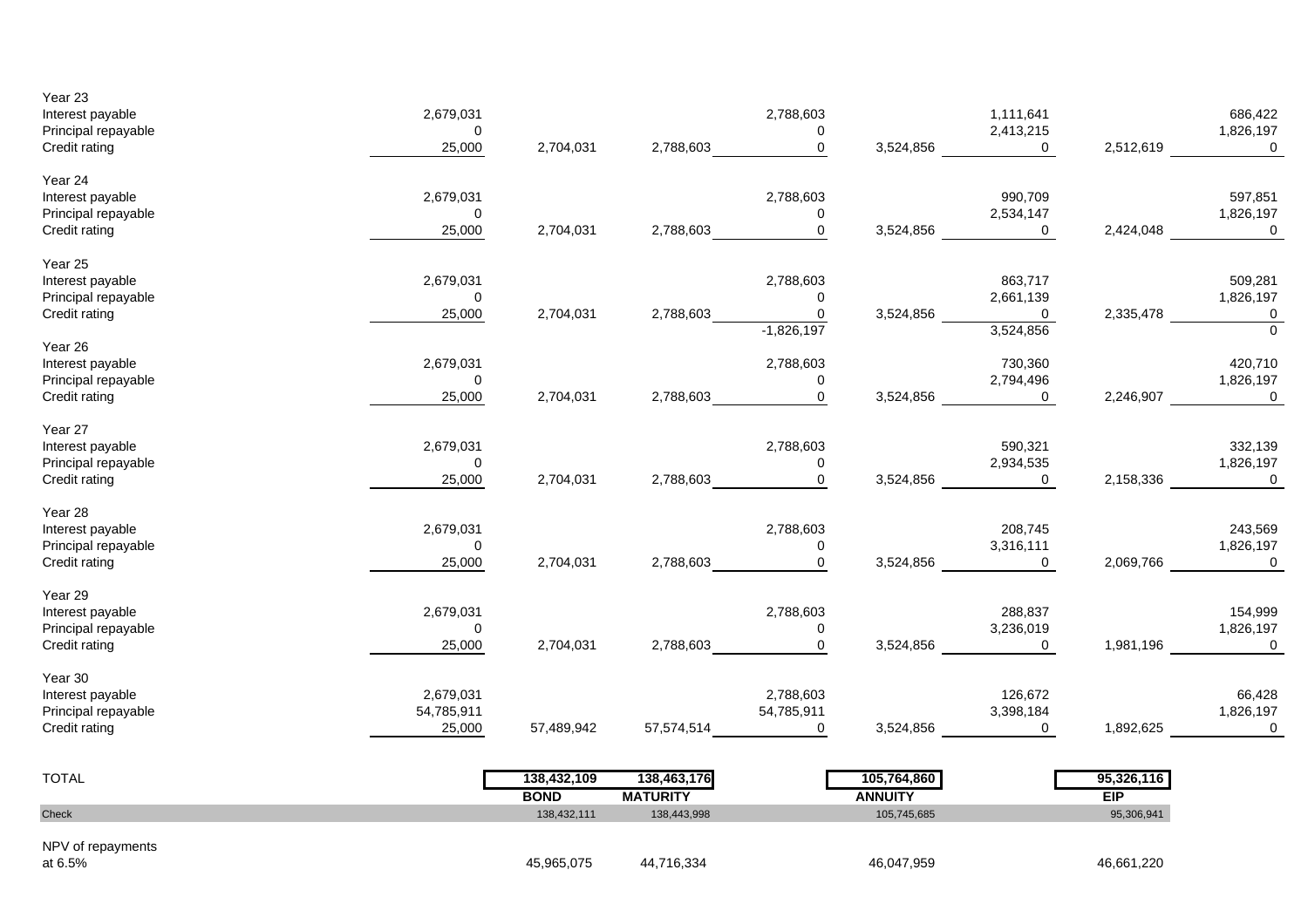| | | | | | | | | |
|---|---|---|---|---|---|---|---|---|
| Year 23 | | | | | | | | |
| Interest payable | 2,679,031 | | | 2,788,603 | | 1,111,641 | | 686,422 |
| Principal repayable | 0 | | | 0 | | 2,413,215 | | 1,826,197 |
| Credit rating | 25,000 | 2,704,031 | 2,788,603 | 0 | 3,524,856 | 0 | 2,512,619 | 0 |
| Year 24 | | | | | | | | |
| Interest payable | 2,679,031 | | | 2,788,603 | | 990,709 | | 597,851 |
| Principal repayable | 0 | | | 0 | | 2,534,147 | | 1,826,197 |
| Credit rating | 25,000 | 2,704,031 | 2,788,603 | 0 | 3,524,856 | 0 | 2,424,048 | 0 |
| Year 25 | | | | | | | | |
| Interest payable | 2,679,031 | | | 2,788,603 | | 863,717 | | 509,281 |
| Principal repayable | 0 | | | 0 | | 2,661,139 | | 1,826,197 |
| Credit rating | 25,000 | 2,704,031 | 2,788,603 | 0 | 3,524,856 | 0 | 2,335,478 | 0 |
| | | | | -1,826,197 | | 3,524,856 | | 0 |
| Year 26 | | | | | | | | |
| Interest payable | 2,679,031 | | | 2,788,603 | | 730,360 | | 420,710 |
| Principal repayable | 0 | | | 0 | | 2,794,496 | | 1,826,197 |
| Credit rating | 25,000 | 2,704,031 | 2,788,603 | 0 | 3,524,856 | 0 | 2,246,907 | 0 |
| Year 27 | | | | | | | | |
| Interest payable | 2,679,031 | | | 2,788,603 | | 590,321 | | 332,139 |
| Principal repayable | 0 | | | 0 | | 2,934,535 | | 1,826,197 |
| Credit rating | 25,000 | 2,704,031 | 2,788,603 | 0 | 3,524,856 | 0 | 2,158,336 | 0 |
| Year 28 | | | | | | | | |
| Interest payable | 2,679,031 | | | 2,788,603 | | 208,745 | | 243,569 |
| Principal repayable | 0 | | | 0 | | 3,316,111 | | 1,826,197 |
| Credit rating | 25,000 | 2,704,031 | 2,788,603 | 0 | 3,524,856 | 0 | 2,069,766 | 0 |
| Year 29 | | | | | | | | |
| Interest payable | 2,679,031 | | | 2,788,603 | | 288,837 | | 154,999 |
| Principal repayable | 0 | | | 0 | | 3,236,019 | | 1,826,197 |
| Credit rating | 25,000 | 2,704,031 | 2,788,603 | 0 | 3,524,856 | 0 | 1,981,196 | 0 |
| Year 30 | | | | | | | | |
| Interest payable | 2,679,031 | | | 2,788,603 | | 126,672 | | 66,428 |
| Principal repayable | 54,785,911 | | | 54,785,911 | | 3,398,184 | | 1,826,197 |
| Credit rating | 25,000 | 57,489,942 | 57,574,514 | 0 | 3,524,856 | 0 | 1,892,625 | 0 |
| TOTAL | | **138,432,109** | **138,463,176** | | **105,764,860** | | **95,326,116** | |
| | | **BOND** | **MATURITY** | | **ANNUITY** | | **EIP** | |
| Check | | 138,432,111 | 138,443,998 | | 105,745,685 | | 95,306,941 | |
| NPV of repayments at 6.5% | | 45,965,075 | 44,716,334 | | 46,047,959 | | 46,661,220 | |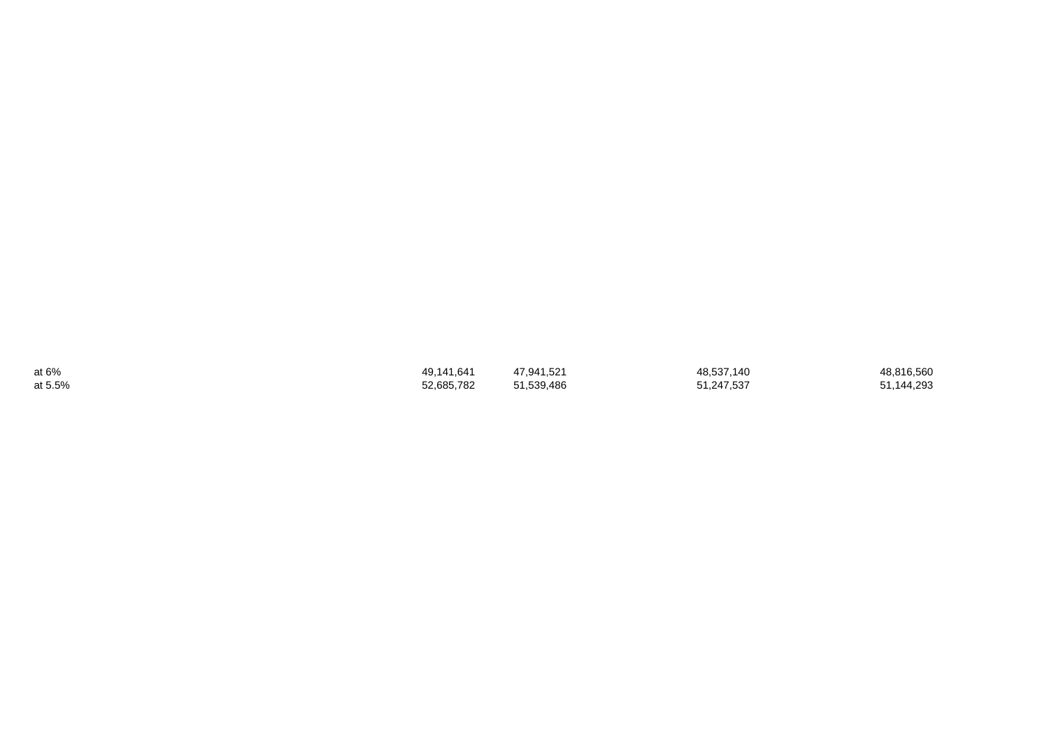| | | | | |
|---|---|---|---|---|
| at 6% | 49,141,641 | 47,941,521 | 48,537,140 | 48,816,560 |
| at 5.5% | 52,685,782 | 51,539,486 | 51,247,537 | 51,144,293 |